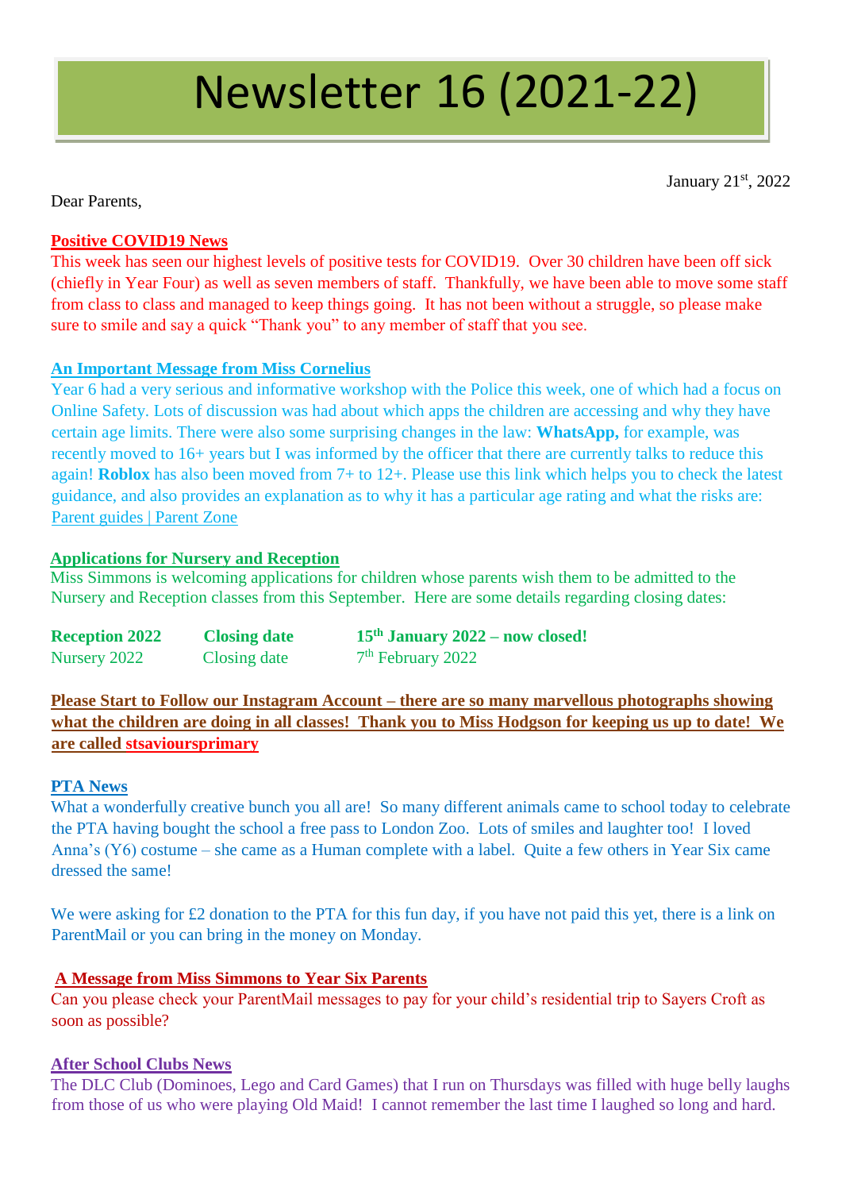# Newsletter 16 (2021-22)

January 21st, 2022

Dear Parents,

**Positive COVID19 News**

This week has seen our highest levels of positive tests for COVID19. Over 30 children have been off sick (chiefly in Year Four) as well as seven members of staff. Thankfully, we have been able to move some staff from class to class and managed to keep things going. It has not been without a struggle, so please make sure to smile and say a quick "Thank you" to any member of staff that you see.

**An Important Message from Miss Cornelius**

Year 6 had a very serious and informative workshop with the Police this week, one of which had a focus on Online Safety. Lots of discussion was had about which apps the children are accessing and why they have certain age limits. There were also some surprising changes in the law: **WhatsApp,** for example, was recently moved to 16+ years but I was informed by the officer that there are currently talks to reduce this again! **Roblox** has also been moved from 7+ to 12+. Please use this link which helps you to check the latest guidance, and also provides an explanation as to why it has a particular age rating and what the risks are: Parent guides | Parent Zone

**Applications for Nursery and Reception**

Miss Simmons is welcoming applications for children whose parents wish them to be admitted to the Nursery and Reception classes from this September. Here are some details regarding closing dates:

| | | |
|---|---|---|
| **Reception 2022** | **Closing date** | **15th January 2022 – now closed!** |
| Nursery 2022 | Closing date | 7th February 2022 |

**Please Start to Follow our Instagram Account – there are so many marvellous photographs showing what the children are doing in all classes! Thank you to Miss Hodgson for keeping us up to date! We are called stsavioursprimary**

**PTA News**

What a wonderfully creative bunch you all are! So many different animals came to school today to celebrate the PTA having bought the school a free pass to London Zoo. Lots of smiles and laughter too! I loved Anna's (Y6) costume – she came as a Human complete with a label. Quite a few others in Year Six came dressed the same!

We were asking for £2 donation to the PTA for this fun day, if you have not paid this yet, there is a link on ParentMail or you can bring in the money on Monday.

**A Message from Miss Simmons to Year Six Parents**

Can you please check your ParentMail messages to pay for your child's residential trip to Sayers Croft as soon as possible?

**After School Clubs News**

The DLC Club (Dominoes, Lego and Card Games) that I run on Thursdays was filled with huge belly laughs from those of us who were playing Old Maid! I cannot remember the last time I laughed so long and hard.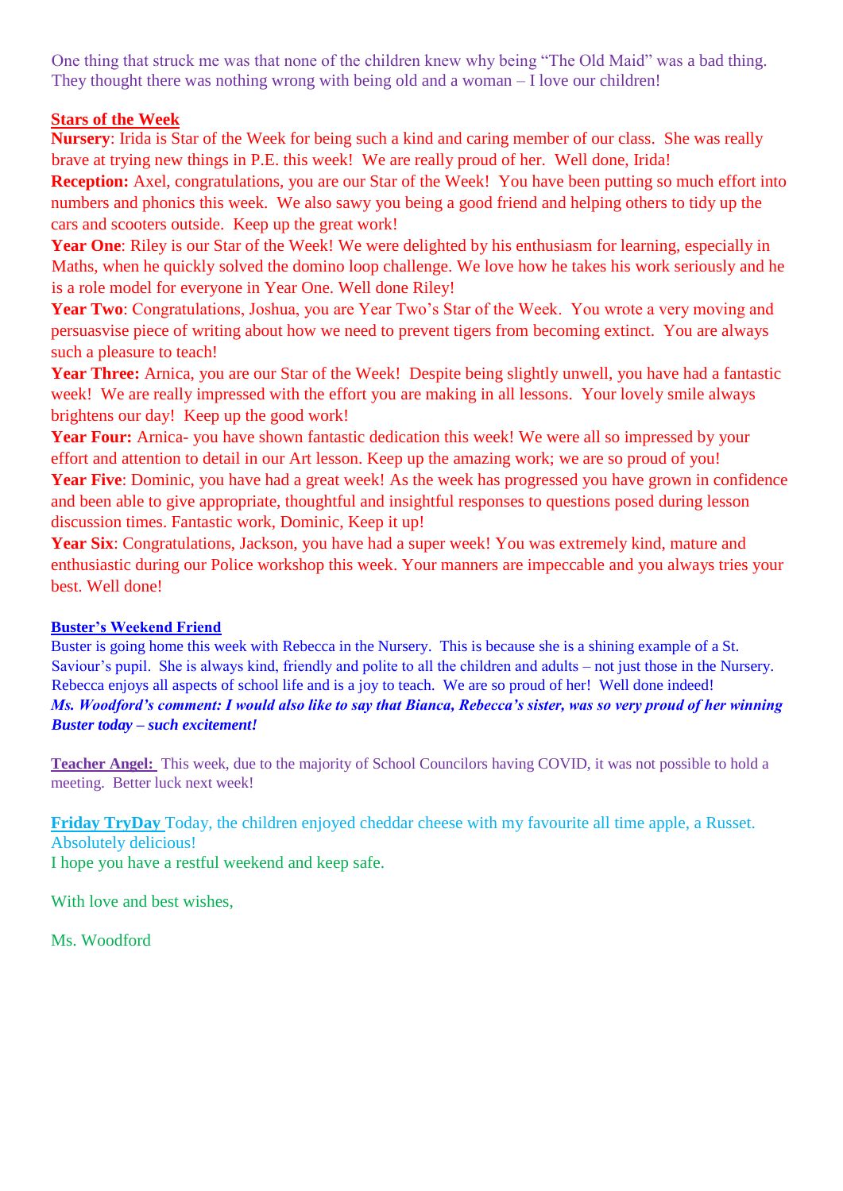One thing that struck me was that none of the children knew why being "The Old Maid" was a bad thing. They thought there was nothing wrong with being old and a woman – I love our children!

## Stars of the Week

**Nursery**: Irida is Star of the Week for being such a kind and caring member of our class. She was really brave at trying new things in P.E. this week! We are really proud of her. Well done, Irida!

**Reception:** Axel, congratulations, you are our Star of the Week! You have been putting so much effort into numbers and phonics this week. We also sawy you being a good friend and helping others to tidy up the cars and scooters outside. Keep up the great work!

**Year One**: Riley is our Star of the Week! We were delighted by his enthusiasm for learning, especially in Maths, when he quickly solved the domino loop challenge. We love how he takes his work seriously and he is a role model for everyone in Year One. Well done Riley!

**Year Two**: Congratulations, Joshua, you are Year Two's Star of the Week. You wrote a very moving and persuasvise piece of writing about how we need to prevent tigers from becoming extinct. You are always such a pleasure to teach!

**Year Three:** Arnica, you are our Star of the Week! Despite being slightly unwell, you have had a fantastic week! We are really impressed with the effort you are making in all lessons. Your lovely smile always brightens our day! Keep up the good work!

**Year Four:** Arnica- you have shown fantastic dedication this week! We were all so impressed by your effort and attention to detail in our Art lesson. Keep up the amazing work; we are so proud of you!

**Year Five**: Dominic, you have had a great week! As the week has progressed you have grown in confidence and been able to give appropriate, thoughtful and insightful responses to questions posed during lesson discussion times. Fantastic work, Dominic, Keep it up!

**Year Six**: Congratulations, Jackson, you have had a super week! You was extremely kind, mature and enthusiastic during our Police workshop this week. Your manners are impeccable and you always tries your best. Well done!

## Buster's Weekend Friend

Buster is going home this week with Rebecca in the Nursery. This is because she is a shining example of a St. Saviour's pupil. She is always kind, friendly and polite to all the children and adults – not just those in the Nursery. Rebecca enjoys all aspects of school life and is a joy to teach. We are so proud of her! Well done indeed!

***Ms. Woodford's comment: I would also like to say that Bianca, Rebecca's sister, was so very proud of her winning Buster today – such excitement!***

**Teacher Angel:** This week, due to the majority of School Councilors having COVID, it was not possible to hold a meeting. Better luck next week!

**Friday TryDay** Today, the children enjoyed cheddar cheese with my favourite all time apple, a Russet. Absolutely delicious!

I hope you have a restful weekend and keep safe.

With love and best wishes,

Ms. Woodford